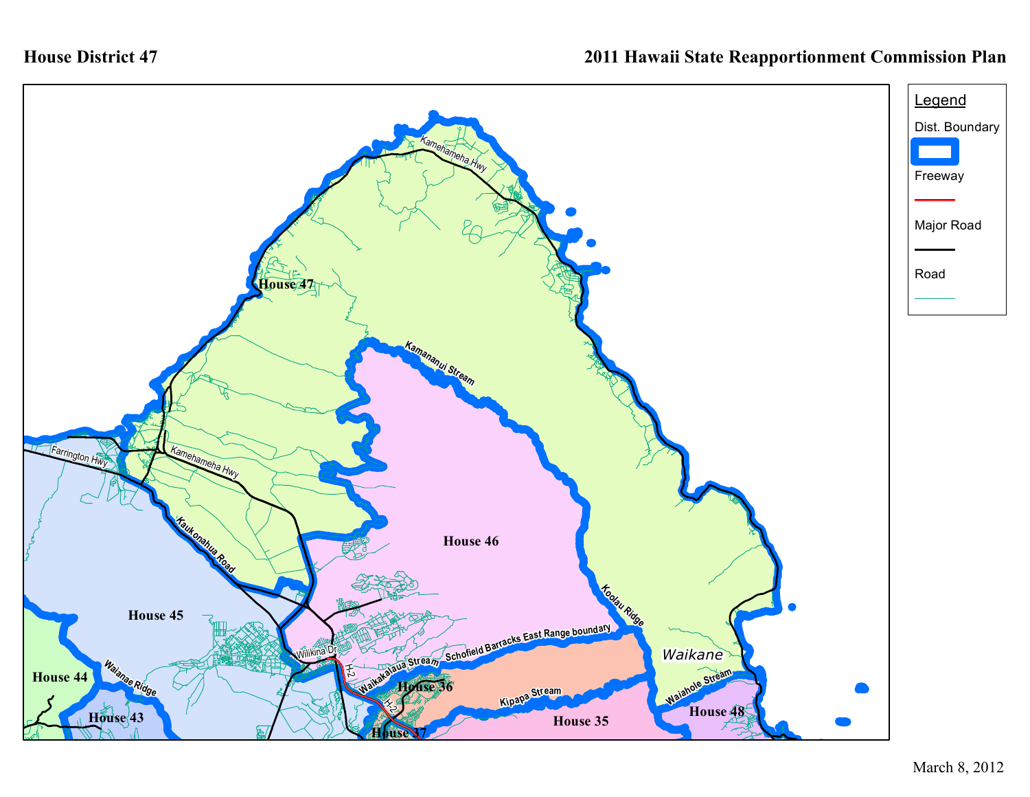House District 47

2011 Hawaii State Reapportionment Commission Plan

Legend

Dist. Boundary

Freeway

Major Road

Road

House 47

House 46

House 45

House 44

House 43

House 36

House 37

House 35

House 48

Kamehameha Hwy

Kamananui Stream

Farrington Hwy

Kaukonahua Road

Koolau Ridge

Waikane

Schofield Barracks East Range boundary

Waikakalaua Stream

Kipapa Stream

Waiahole Stream

Waianae Ridge

Wilikina Dr

H-2

March 8, 2012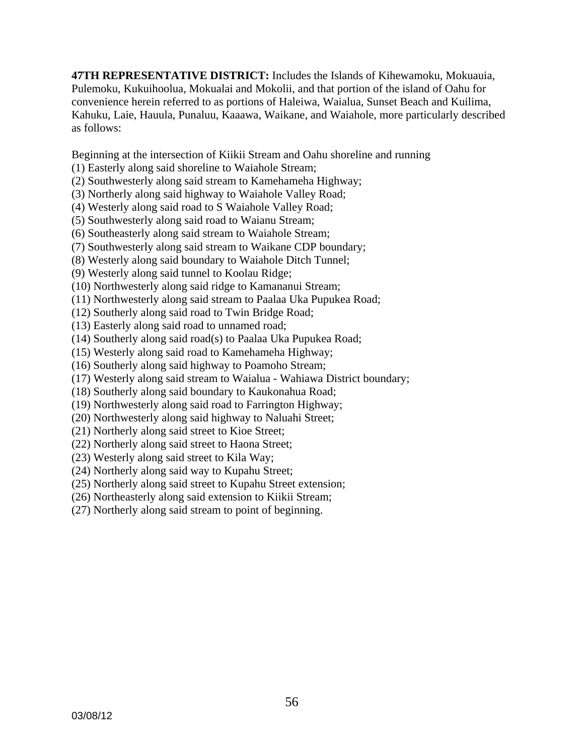**47TH REPRESENTATIVE DISTRICT:** Includes the Islands of Kihewamoku, Mokuauia, Pulemoku, Kukuihoolua, Mokualai and Mokolii, and that portion of the island of Oahu for convenience herein referred to as portions of Haleiwa, Waialua, Sunset Beach and Kuilima, Kahuku, Laie, Hauula, Punaluu, Kaaawa, Waikane, and Waiahole, more particularly described as follows:

Beginning at the intersection of Kiikii Stream and Oahu shoreline and running
(1) Easterly along said shoreline to Waiahole Stream;
(2) Southwesterly along said stream to Kamehameha Highway;
(3) Northerly along said highway to Waiahole Valley Road;
(4) Westerly along said road to S Waiahole Valley Road;
(5) Southwesterly along said road to Waianu Stream;
(6) Southeasterly along said stream to Waiahole Stream;
(7) Southwesterly along said stream to Waikane CDP boundary;
(8) Westerly along said boundary to Waiahole Ditch Tunnel;
(9) Westerly along said tunnel to Koolau Ridge;
(10) Northwesterly along said ridge to Kamananui Stream;
(11) Northwesterly along said stream to Paalaa Uka Pupukea Road;
(12) Southerly along said road to Twin Bridge Road;
(13) Easterly along said road to unnamed road;
(14) Southerly along said road(s) to Paalaa Uka Pupukea Road;
(15) Westerly along said road to Kamehameha Highway;
(16) Southerly along said highway to Poamoho Stream;
(17) Westerly along said stream to Waialua - Wahiawa District boundary;
(18) Southerly along said boundary to Kaukonahua Road;
(19) Northwesterly along said road to Farrington Highway;
(20) Northwesterly along said highway to Naluahi Street;
(21) Northerly along said street to Kioe Street;
(22) Northerly along said street to Haona Street;
(23) Westerly along said street to Kila Way;
(24) Northerly along said way to Kupahu Street;
(25) Northerly along said street to Kupahu Street extension;
(26) Northeasterly along said extension to Kiikii Stream;
(27) Northerly along said stream to point of beginning.

03/08/12